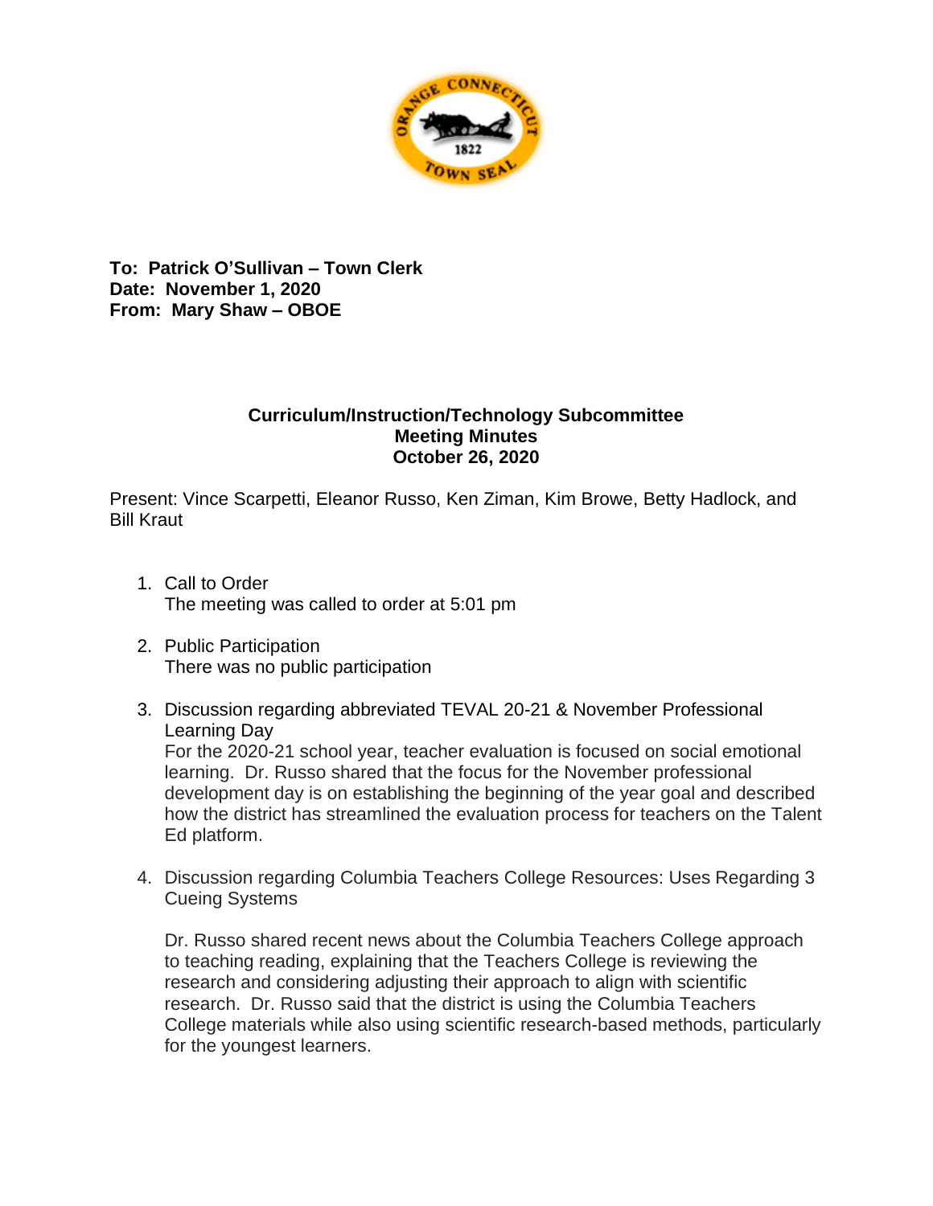**To: Patrick O'Sullivan – Town Clerk**
**Date: November 1, 2020**
**From: Mary Shaw – OBOE**

## Curriculum/Instruction/Technology Subcommittee
## Meeting Minutes
## October 26, 2020

Present: Vince Scarpetti, Eleanor Russo, Ken Ziman, Kim Browe, Betty Hadlock, and Bill Kraut

1. Call to Order
   The meeting was called to order at 5:01 pm

2. Public Participation
   There was no public participation

3. Discussion regarding abbreviated TEVAL 20-21 & November Professional Learning Day
   For the 2020-21 school year, teacher evaluation is focused on social emotional learning. Dr. Russo shared that the focus for the November professional development day is on establishing the beginning of the year goal and described how the district has streamlined the evaluation process for teachers on the Talent Ed platform.

4. Discussion regarding Columbia Teachers College Resources: Uses Regarding 3 Cueing Systems

   Dr. Russo shared recent news about the Columbia Teachers College approach to teaching reading, explaining that the Teachers College is reviewing the research and considering adjusting their approach to align with scientific research. Dr. Russo said that the district is using the Columbia Teachers College materials while also using scientific research-based methods, particularly for the youngest learners.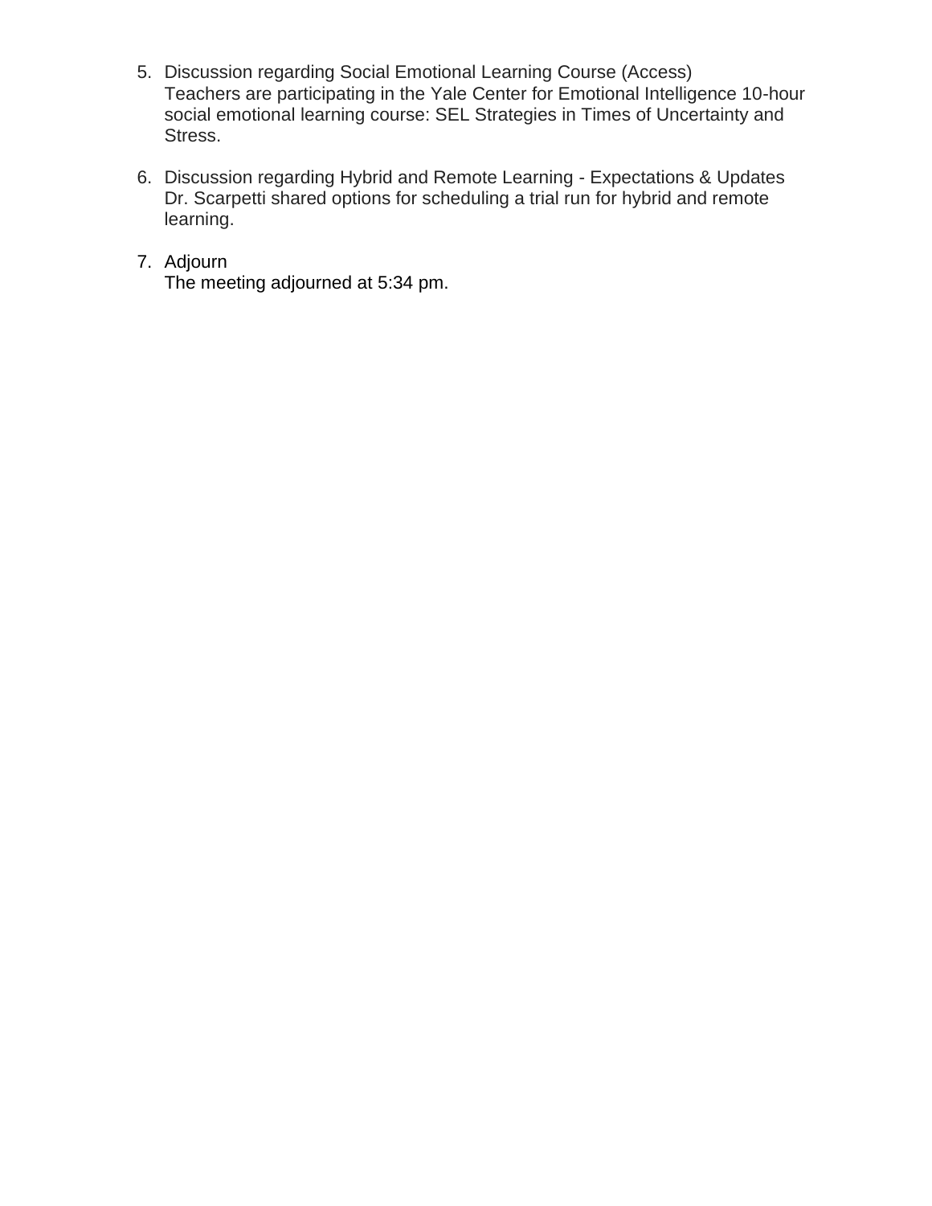5. Discussion regarding Social Emotional Learning Course (Access)
   Teachers are participating in the Yale Center for Emotional Intelligence 10-hour social emotional learning course: SEL Strategies in Times of Uncertainty and Stress.

6. Discussion regarding Hybrid and Remote Learning - Expectations & Updates
   Dr. Scarpetti shared options for scheduling a trial run for hybrid and remote learning.

7. Adjourn
   The meeting adjourned at 5:34 pm.